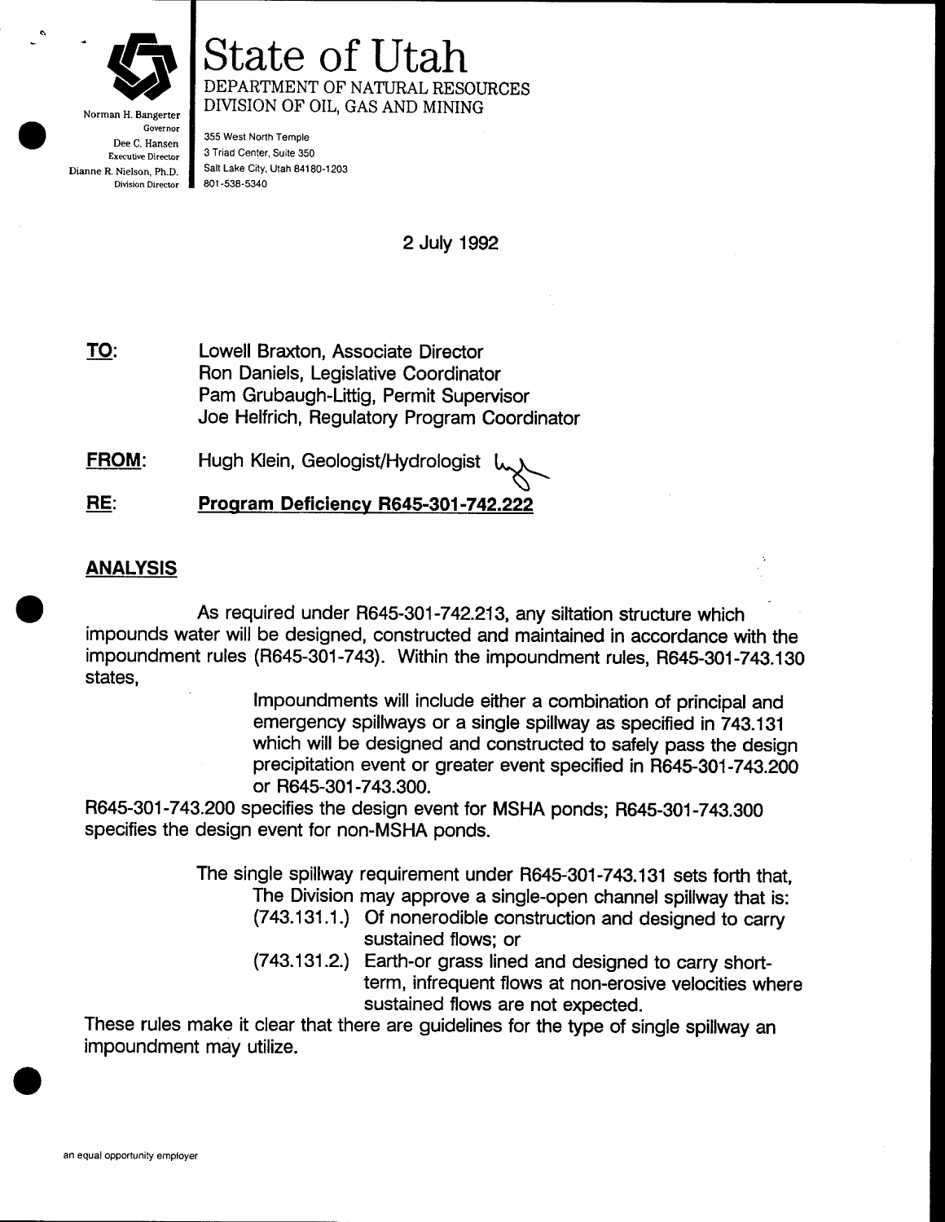# State of Utah

DEPARTMENT OF NATURAL RESOURCES
DIVISION OF OIL, GAS AND MINING

Norman H. Bangerter
Governor
Dee C. Hansen
Executive Director
Dianne R. Nielson, Ph.D.
Division Director

355 West North Temple
3 Triad Center, Suite 350
Salt Lake City, Utah 84180-1203
801-538-5340

2 July 1992

**TO:** Lowell Braxton, Associate Director
Ron Daniels, Legislative Coordinator
Pam Grubaugh-Littig, Permit Supervisor
Joe Helfrich, Regulatory Program Coordinator

**FROM:** Hugh Klein, Geologist/Hydrologist

**RE:** **Program Deficiency R645-301-742.222**

## ANALYSIS

As required under R645-301-742.213, any siltation structure which impounds water will be designed, constructed and maintained in accordance with the impoundment rules (R645-301-743). Within the impoundment rules, R645-301-743.130 states,

> Impoundments will include either a combination of principal and emergency spillways or a single spillway as specified in 743.131 which will be designed and constructed to safely pass the design precipitation event or greater event specified in R645-301-743.200 or R645-301-743.300.

R645-301-743.200 specifies the design event for MSHA ponds; R645-301-743.300 specifies the design event for non-MSHA ponds.

The single spillway requirement under R645-301-743.131 sets forth that,

> The Division may approve a single-open channel spillway that is:
>
> (743.131.1.) Of nonerodible construction and designed to carry sustained flows; or
>
> (743.131.2.) Earth-or grass lined and designed to carry short-term, infrequent flows at non-erosive velocities where sustained flows are not expected.

These rules make it clear that there are guidelines for the type of single spillway an impoundment may utilize.

an equal opportunity employer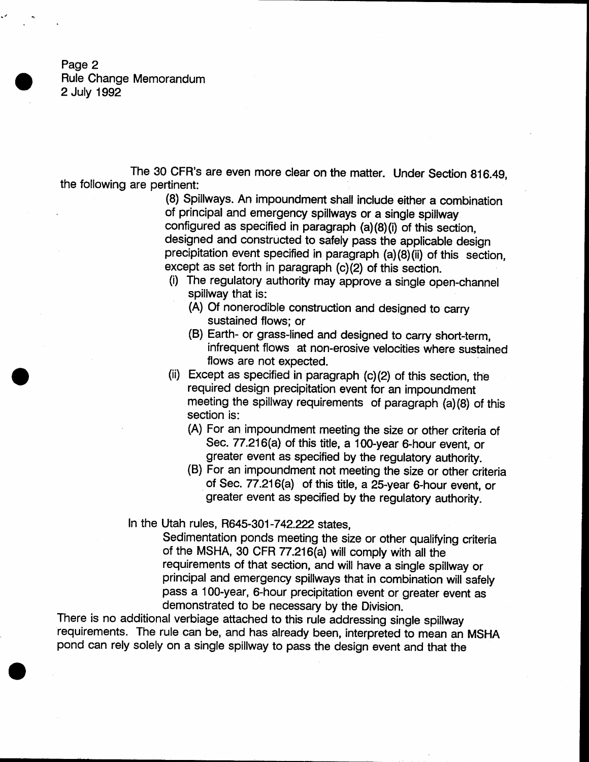The 30 CFR's are even more clear on the matter. Under Section 816.49, the following are pertinent:

> (8) Spillways. An impoundment shall include either a combination of principal and emergency spillways or a single spillway configured as specified in paragraph (a)(8)(i) of this section, designed and constructed to safely pass the applicable design precipitation event specified in paragraph (a)(8)(ii) of this section, except as set forth in paragraph (c)(2) of this section.
>
> (i) The regulatory authority may approve a single open-channel spillway that is:
>
> (A) Of nonerodible construction and designed to carry sustained flows; or
>
> (B) Earth- or grass-lined and designed to carry short-term, infrequent flows at non-erosive velocities where sustained flows are not expected.
>
> (ii) Except as specified in paragraph (c)(2) of this section, the required design precipitation event for an impoundment meeting the spillway requirements of paragraph (a)(8) of this section is:
>
> (A) For an impoundment meeting the size or other criteria of Sec. 77.216(a) of this title, a 100-year 6-hour event, or greater event as specified by the regulatory authority.
>
> (B) For an impoundment not meeting the size or other criteria of Sec. 77.216(a) of this title, a 25-year 6-hour event, or greater event as specified by the regulatory authority.

In the Utah rules, R645-301-742.222 states,

> Sedimentation ponds meeting the size or other qualifying criteria of the MSHA, 30 CFR 77.216(a) will comply with all the requirements of that section, and will have a single spillway or principal and emergency spillways that in combination will safely pass a 100-year, 6-hour precipitation event or greater event as demonstrated to be necessary by the Division.

There is no additional verbiage attached to this rule addressing single spillway requirements. The rule can be, and has already been, interpreted to mean an MSHA pond can rely solely on a single spillway to pass the design event and that the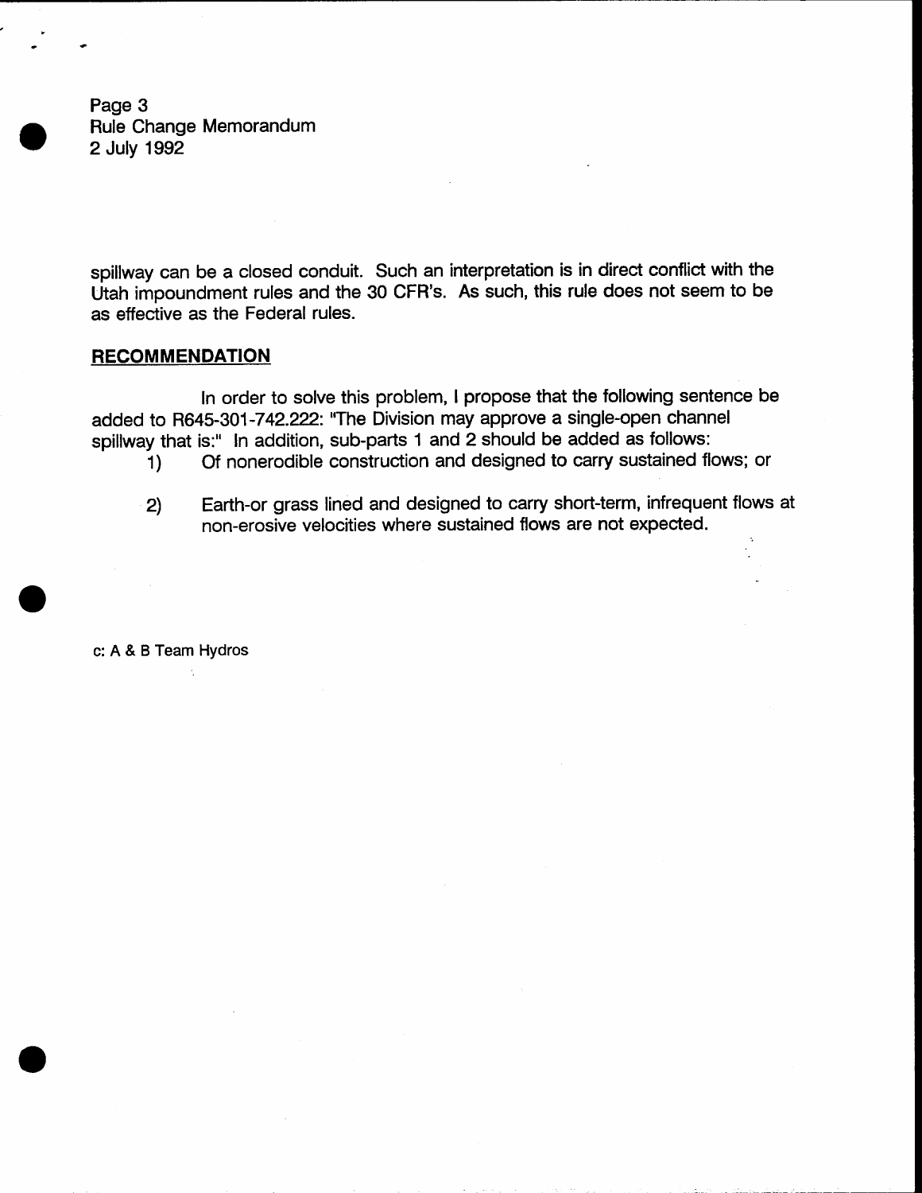spillway can be a closed conduit. Such an interpretation is in direct conflict with the Utah impoundment rules and the 30 CFR's. As such, this rule does not seem to be as effective as the Federal rules.

## **RECOMMENDATION**

In order to solve this problem, I propose that the following sentence be added to R645-301-742.222: "The Division may approve a single-open channel spillway that is:" In addition, sub-parts 1 and 2 should be added as follows:

1) Of nonerodible construction and designed to carry sustained flows; or

2) Earth-or grass lined and designed to carry short-term, infrequent flows at non-erosive velocities where sustained flows are not expected.

c: A & B Team Hydros